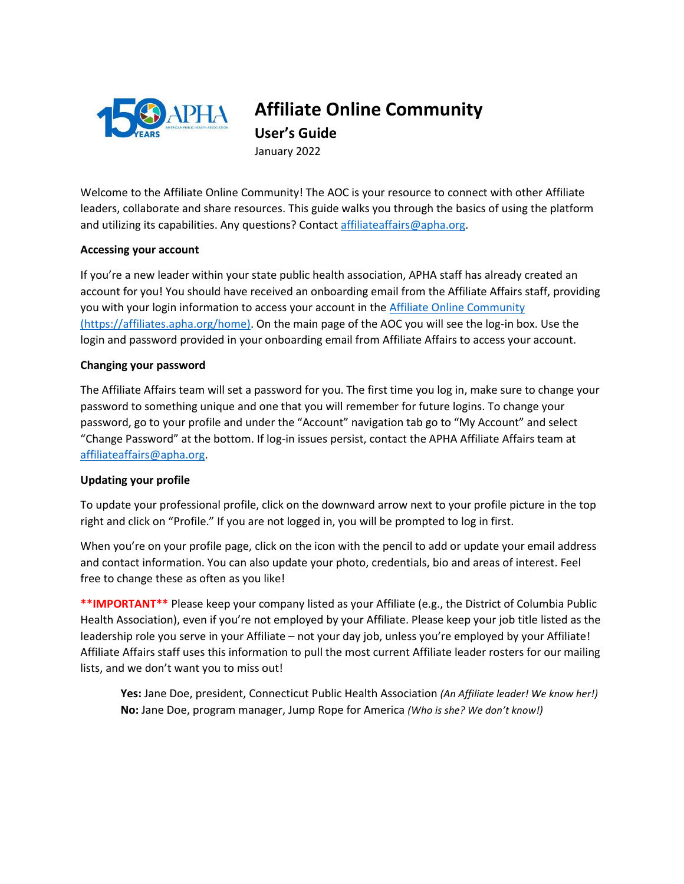# Affiliate Online Community

## User's Guide

January 2022

Welcome to the Affiliate Online Community! The AOC is your resource to connect with other Affiliate leaders, collaborate and share resources. This guide walks you through the basics of using the platform and utilizing its capabilities. Any questions? Contact [affiliateaffairs@apha.org](mailto:affiliateaffairs@apha.org).

**Accessing your account**

If you're a new leader within your state public health association, APHA staff has already created an account for you! You should have received an onboarding email from the Affiliate Affairs staff, providing you with your login information to access your account in the [Affiliate Online Community (https://affiliates.apha.org/home)](https://affiliates.apha.org/home). On the main page of the AOC you will see the log-in box. Use the login and password provided in your onboarding email from Affiliate Affairs to access your account.

**Changing your password**

The Affiliate Affairs team will set a password for you. The first time you log in, make sure to change your password to something unique and one that you will remember for future logins. To change your password, go to your profile and under the "Account" navigation tab go to "My Account" and select "Change Password" at the bottom. If log-in issues persist, contact the APHA Affiliate Affairs team at [affiliateaffairs@apha.org](mailto:affiliateaffairs@apha.org).

**Updating your profile**

To update your professional profile, click on the downward arrow next to your profile picture in the top right and click on "Profile." If you are not logged in, you will be prompted to log in first.

When you're on your profile page, click on the icon with the pencil to add or update your email address and contact information. You can also update your photo, credentials, bio and areas of interest. Feel free to change these as often as you like!

****IMPORTANT**** Please keep your company listed as your Affiliate (e.g., the District of Columbia Public Health Association), even if you're not employed by your Affiliate. Please keep your job title listed as the leadership role you serve in your Affiliate – not your day job, unless you're employed by your Affiliate! Affiliate Affairs staff uses this information to pull the most current Affiliate leader rosters for our mailing lists, and we don't want you to miss out!

> **Yes:** Jane Doe, president, Connecticut Public Health Association *(An Affiliate leader! We know her!)*
> **No:** Jane Doe, program manager, Jump Rope for America *(Who is she? We don't know!)*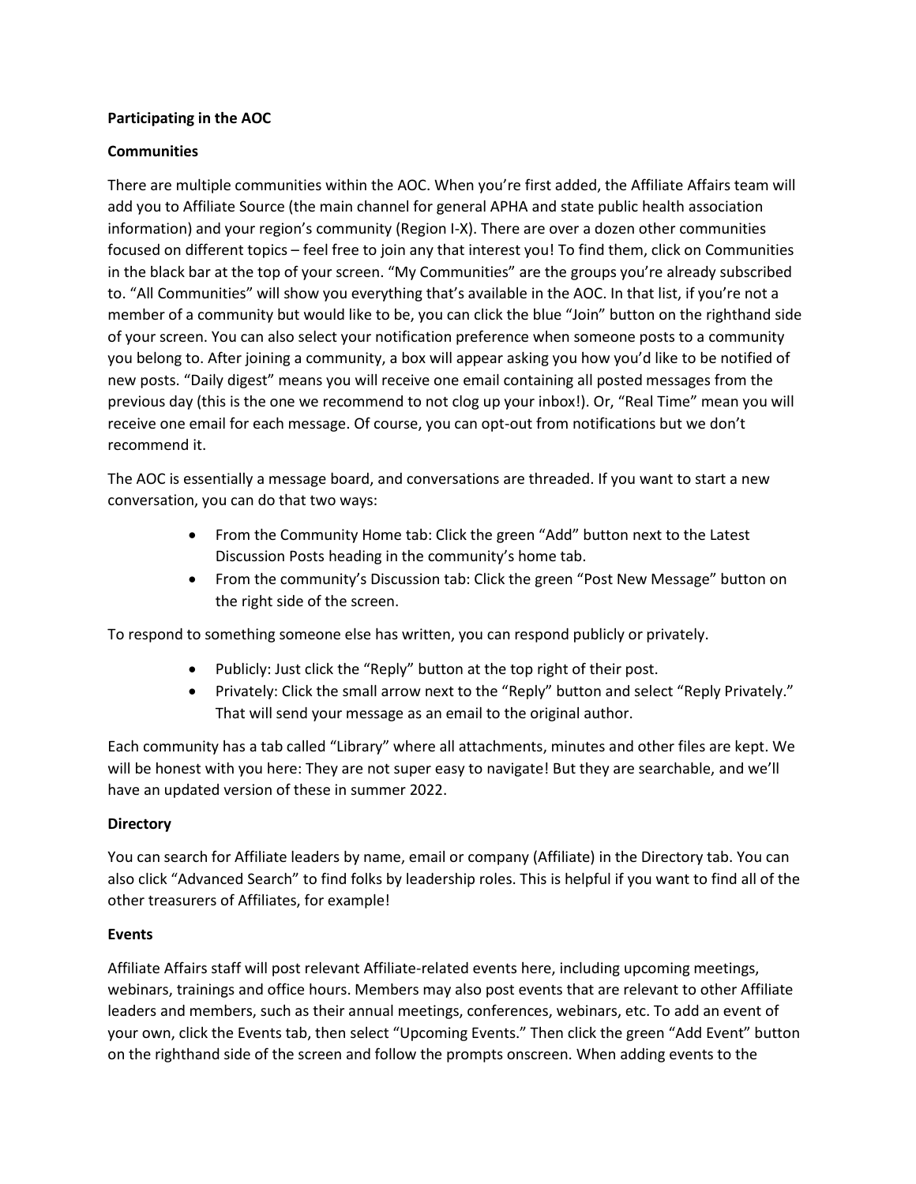**Participating in the AOC**

**Communities**

There are multiple communities within the AOC. When you're first added, the Affiliate Affairs team will add you to Affiliate Source (the main channel for general APHA and state public health association information) and your region's community (Region I-X). There are over a dozen other communities focused on different topics – feel free to join any that interest you! To find them, click on Communities in the black bar at the top of your screen. "My Communities" are the groups you're already subscribed to. "All Communities" will show you everything that's available in the AOC. In that list, if you're not a member of a community but would like to be, you can click the blue "Join" button on the righthand side of your screen. You can also select your notification preference when someone posts to a community you belong to. After joining a community, a box will appear asking you how you'd like to be notified of new posts. "Daily digest" means you will receive one email containing all posted messages from the previous day (this is the one we recommend to not clog up your inbox!). Or, "Real Time" mean you will receive one email for each message. Of course, you can opt-out from notifications but we don't recommend it.

The AOC is essentially a message board, and conversations are threaded. If you want to start a new conversation, you can do that two ways:

- From the Community Home tab: Click the green "Add" button next to the Latest Discussion Posts heading in the community's home tab.
- From the community's Discussion tab: Click the green "Post New Message" button on the right side of the screen.

To respond to something someone else has written, you can respond publicly or privately.

- Publicly: Just click the "Reply" button at the top right of their post.
- Privately: Click the small arrow next to the "Reply" button and select "Reply Privately." That will send your message as an email to the original author.

Each community has a tab called "Library" where all attachments, minutes and other files are kept. We will be honest with you here: They are not super easy to navigate! But they are searchable, and we'll have an updated version of these in summer 2022.

**Directory**

You can search for Affiliate leaders by name, email or company (Affiliate) in the Directory tab. You can also click "Advanced Search" to find folks by leadership roles. This is helpful if you want to find all of the other treasurers of Affiliates, for example!

**Events**

Affiliate Affairs staff will post relevant Affiliate-related events here, including upcoming meetings, webinars, trainings and office hours. Members may also post events that are relevant to other Affiliate leaders and members, such as their annual meetings, conferences, webinars, etc. To add an event of your own, click the Events tab, then select "Upcoming Events." Then click the green "Add Event" button on the righthand side of the screen and follow the prompts onscreen. When adding events to the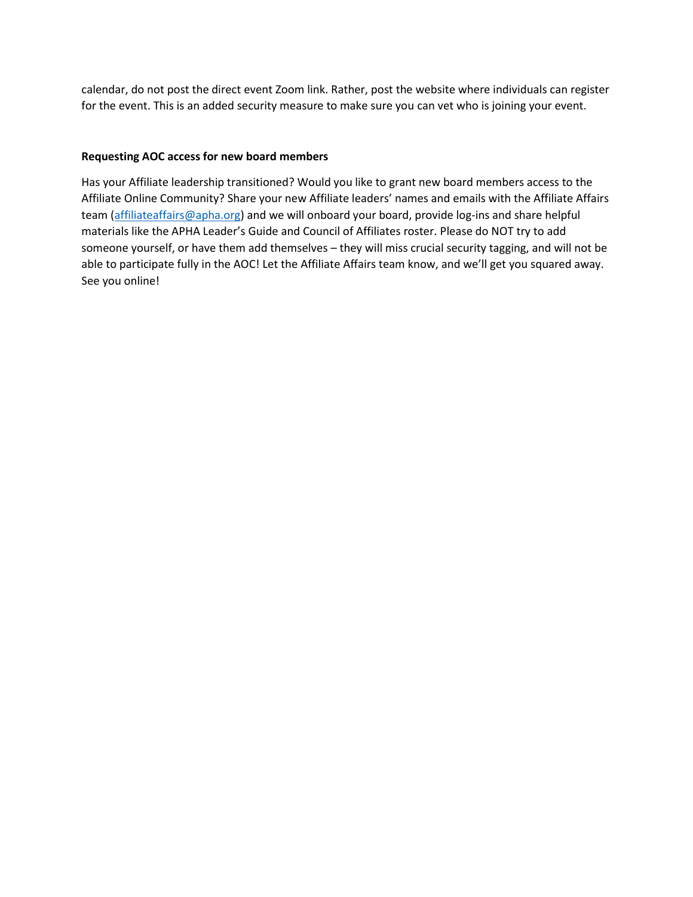calendar, do not post the direct event Zoom link. Rather, post the website where individuals can register for the event. This is an added security measure to make sure you can vet who is joining your event.

**Requesting AOC access for new board members**

Has your Affiliate leadership transitioned? Would you like to grant new board members access to the Affiliate Online Community? Share your new Affiliate leaders' names and emails with the Affiliate Affairs team (affiliateaffairs@apha.org) and we will onboard your board, provide log-ins and share helpful materials like the APHA Leader's Guide and Council of Affiliates roster. Please do NOT try to add someone yourself, or have them add themselves – they will miss crucial security tagging, and will not be able to participate fully in the AOC! Let the Affiliate Affairs team know, and we'll get you squared away. See you online!